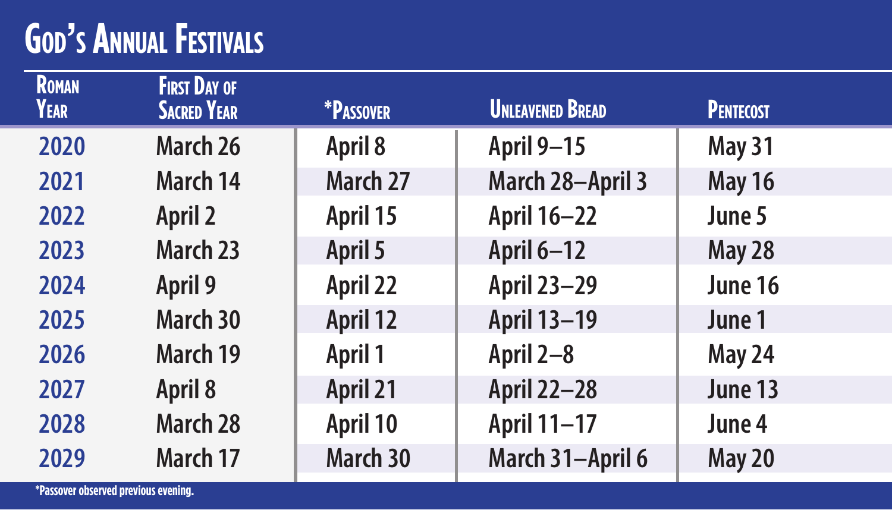# God's Annual Festivals

| Roman Year | First Day of Sacred Year | *Passover | Unleavened Bread | Pentecost |
|---|---|---|---|---|
| 2020 | March 26 | April 8 | April 9–15 | May 31 |
| 2021 | March 14 | March 27 | March 28–April 3 | May 16 |
| 2022 | April 2 | April 15 | April 16–22 | June 5 |
| 2023 | March 23 | April 5 | April 6–12 | May 28 |
| 2024 | April 9 | April 22 | April 23–29 | June 16 |
| 2025 | March 30 | April 12 | April 13–19 | June 1 |
| 2026 | March 19 | April 1 | April 2–8 | May 24 |
| 2027 | April 8 | April 21 | April 22–28 | June 13 |
| 2028 | March 28 | April 10 | April 11–17 | June 4 |
| 2029 | March 17 | March 30 | March 31–April 6 | May 20 |

*Passover observed previous evening.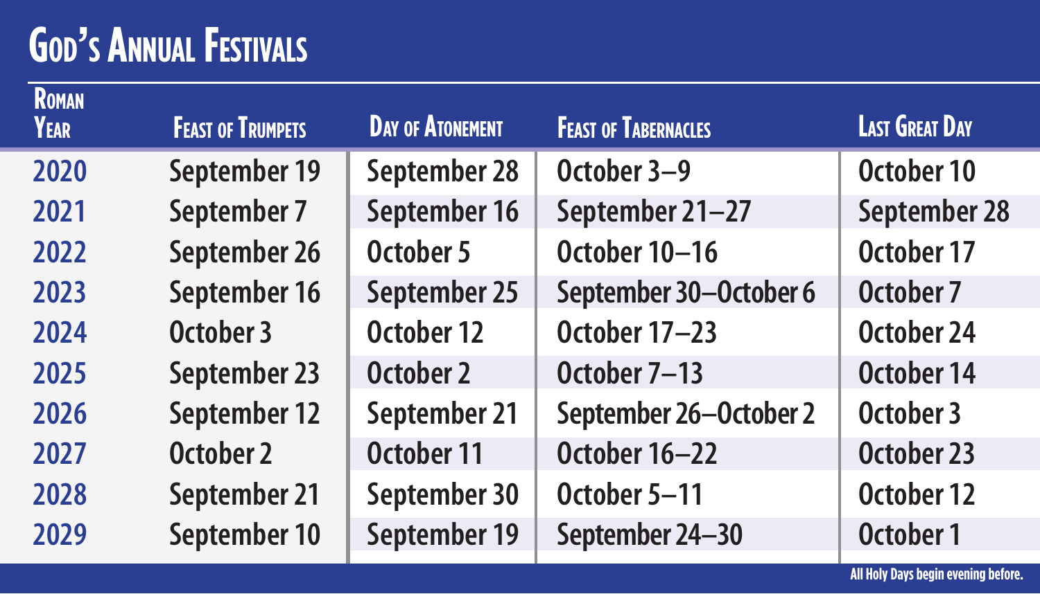# God's Annual Festivals

| Roman Year | Feast of Trumpets | Day of Atonement | Feast of Tabernacles | Last Great Day |
|---|---|---|---|---|
| 2020 | September 19 | September 28 | October 3–9 | October 10 |
| 2021 | September 7 | September 16 | September 21–27 | September 28 |
| 2022 | September 26 | October 5 | October 10–16 | October 17 |
| 2023 | September 16 | September 25 | September 30–October 6 | October 7 |
| 2024 | October 3 | October 12 | October 17–23 | October 24 |
| 2025 | September 23 | October 2 | October 7–13 | October 14 |
| 2026 | September 12 | September 21 | September 26–October 2 | October 3 |
| 2027 | October 2 | October 11 | October 16–22 | October 23 |
| 2028 | September 21 | September 30 | October 5–11 | October 12 |
| 2029 | September 10 | September 19 | September 24–30 | October 1 |

All Holy Days begin evening before.